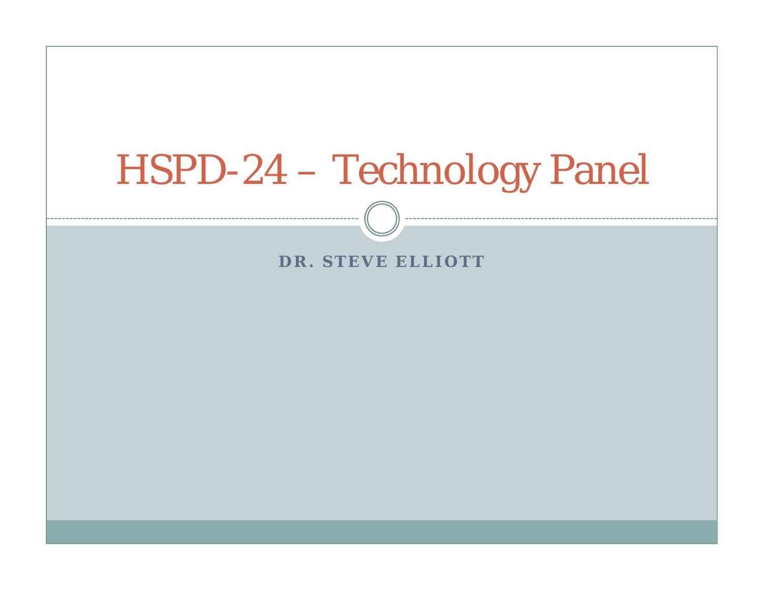# HSPD-24 – Technology Panel

**DR. STEVE ELLIOTT**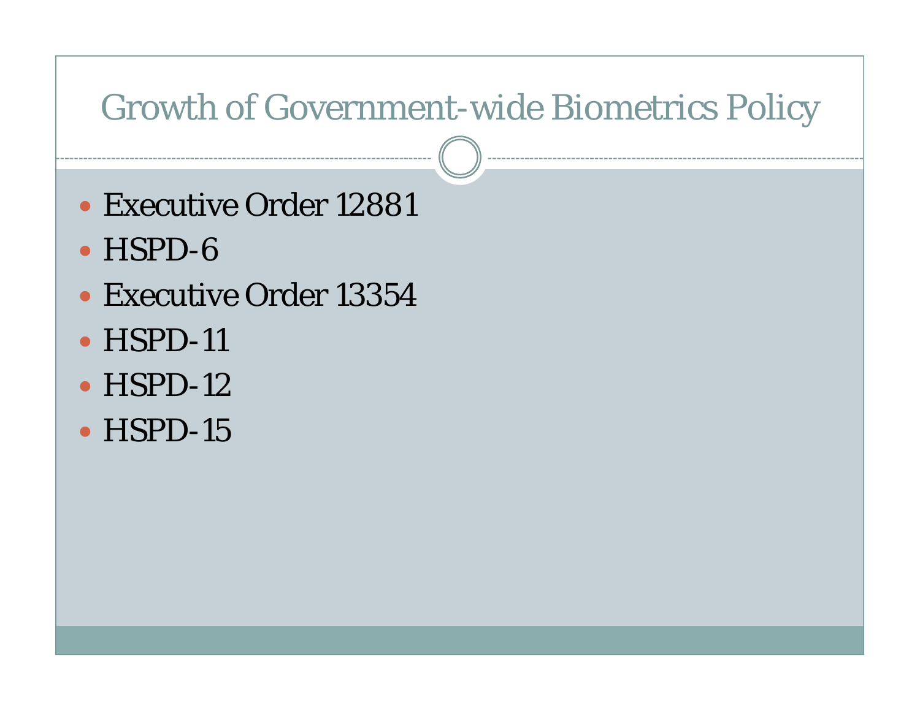# Growth of Government-wide Biometrics Policy

- Executive Order 12881
- HSPD-6
- Executive Order 13354
- HSPD-11
- HSPD-12
- HSPD-15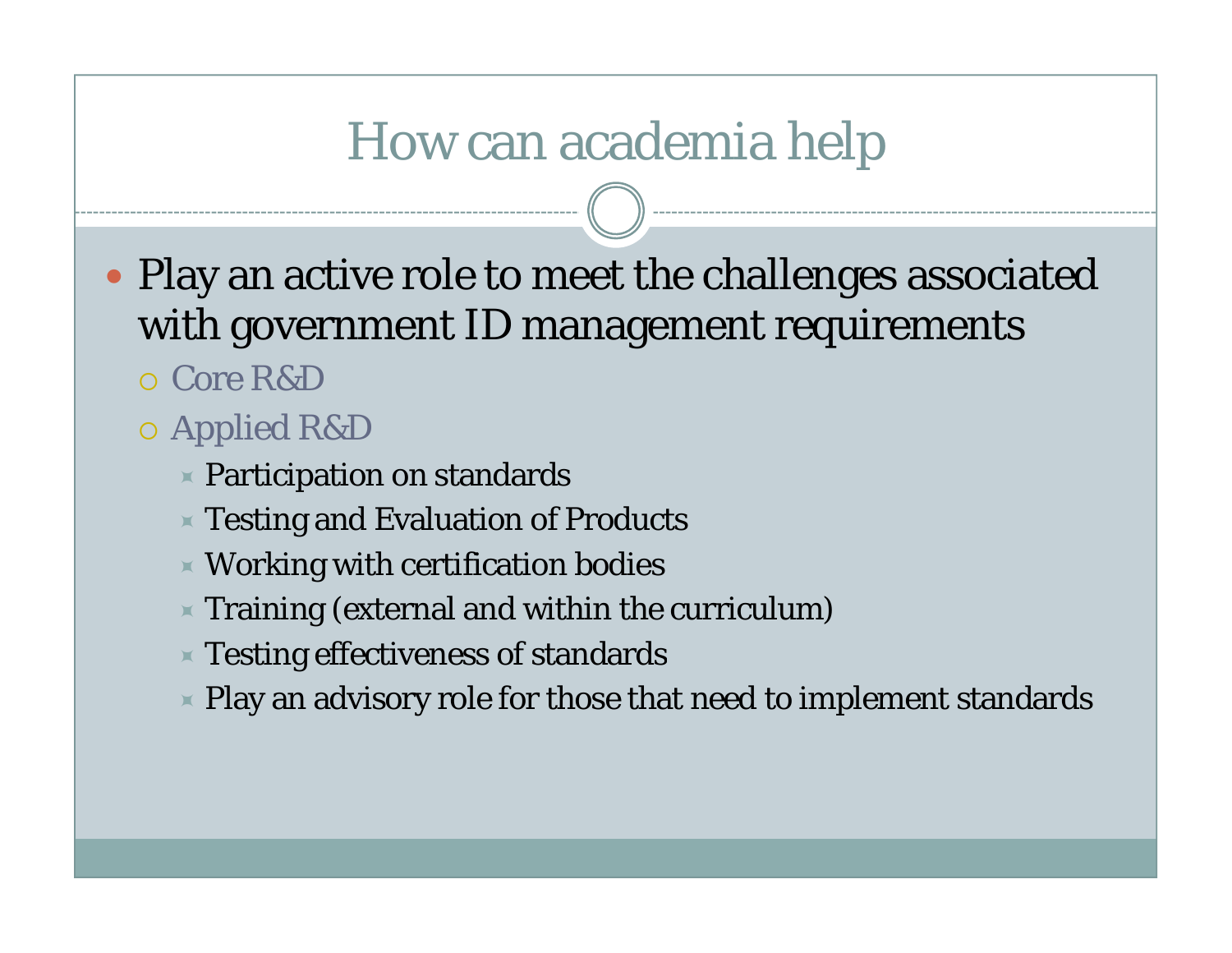# How can academia help

- Play an active role to meet the challenges associated with government ID management requirements
  - Core R&D
  - Applied R&D
    - Participation on standards
    - Testing and Evaluation of Products
    - Working with certification bodies
    - Training (external and within the curriculum)
    - Testing effectiveness of standards
    - Play an advisory role for those that need to implement standards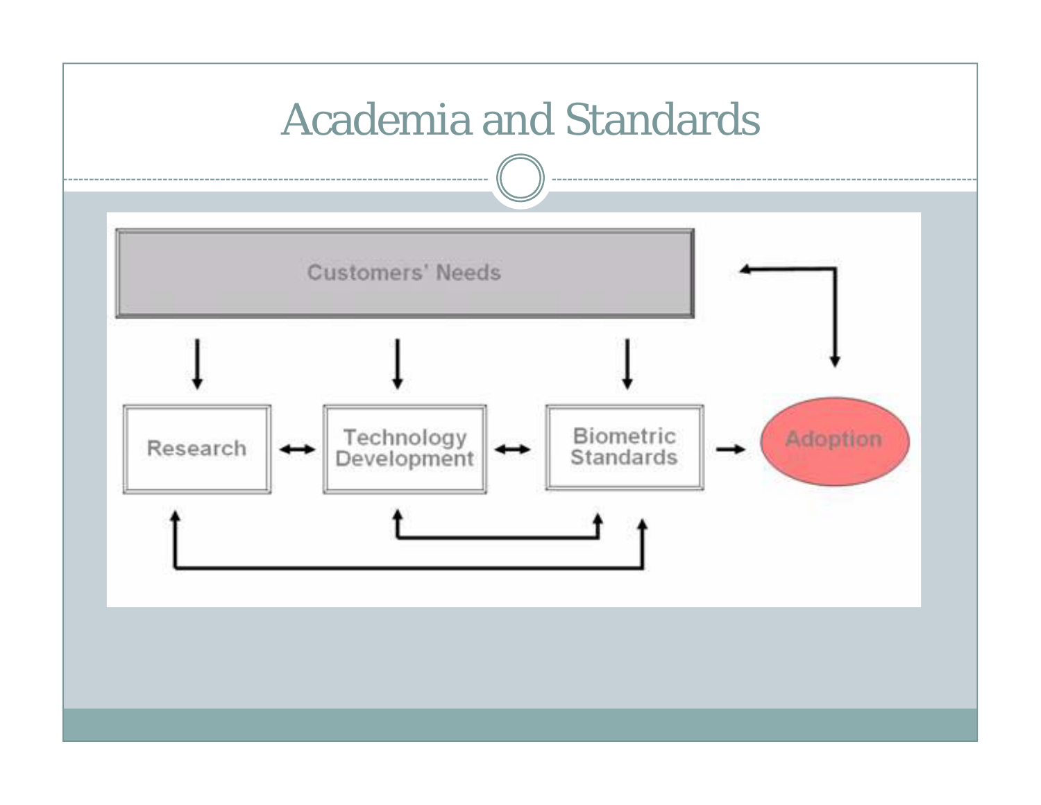# Academia and Standards

Customers' Needs

Research ↔ Technology Development ↔ Biometric Standards → Adoption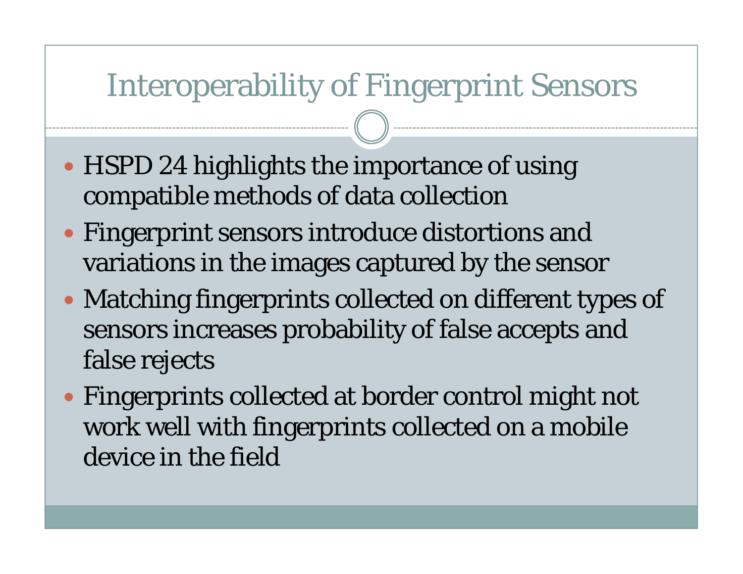# Interoperability of Fingerprint Sensors

- HSPD 24 highlights the importance of using compatible methods of data collection
- Fingerprint sensors introduce distortions and variations in the images captured by the sensor
- Matching fingerprints collected on different types of sensors increases probability of false accepts and false rejects
- Fingerprints collected at border control might not work well with fingerprints collected on a mobile device in the field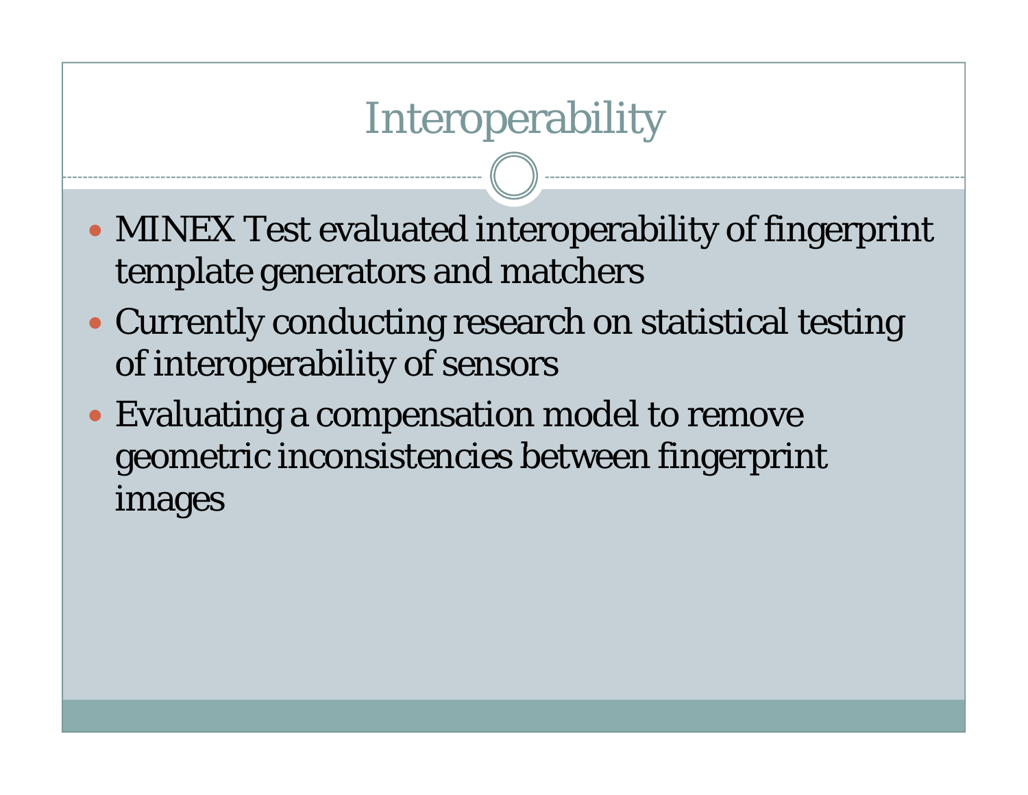# Interoperability

- MINEX Test evaluated interoperability of fingerprint template generators and matchers
- Currently conducting research on statistical testing of interoperability of sensors
- Evaluating a compensation model to remove geometric inconsistencies between fingerprint images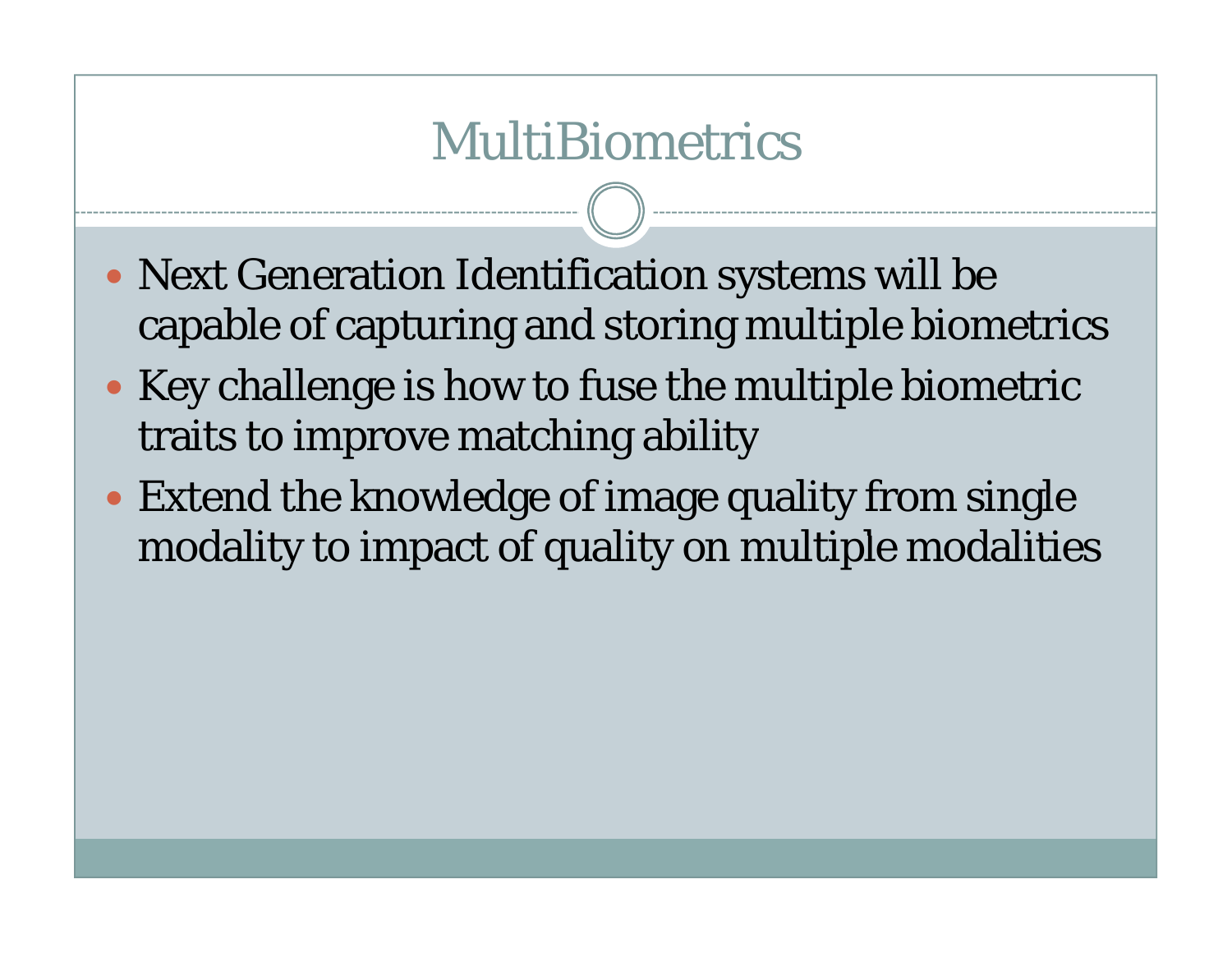# MultiBiometrics

- Next Generation Identification systems will be capable of capturing and storing multiple biometrics
- Key challenge is how to fuse the multiple biometric traits to improve matching ability
- Extend the knowledge of image quality from single modality to impact of quality on multiple modalities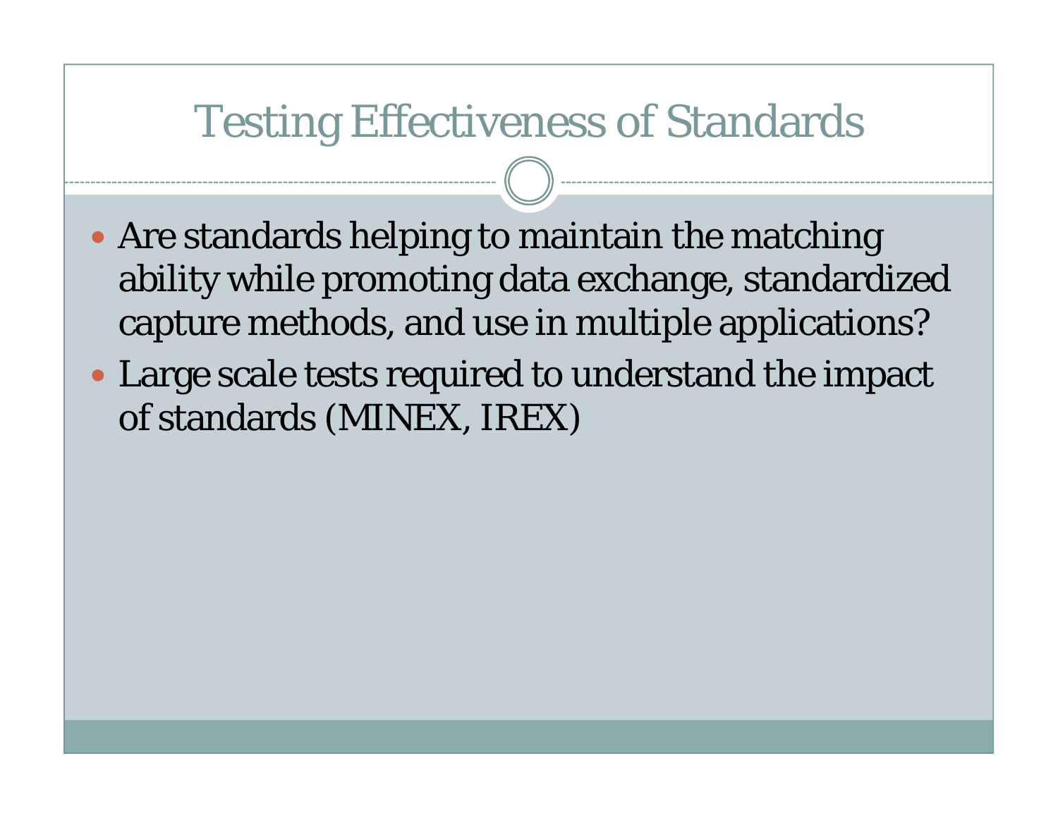# Testing Effectiveness of Standards

- Are standards helping to maintain the matching ability while promoting data exchange, standardized capture methods, and use in multiple applications?
- Large scale tests required to understand the impact of standards (MINEX, IREX)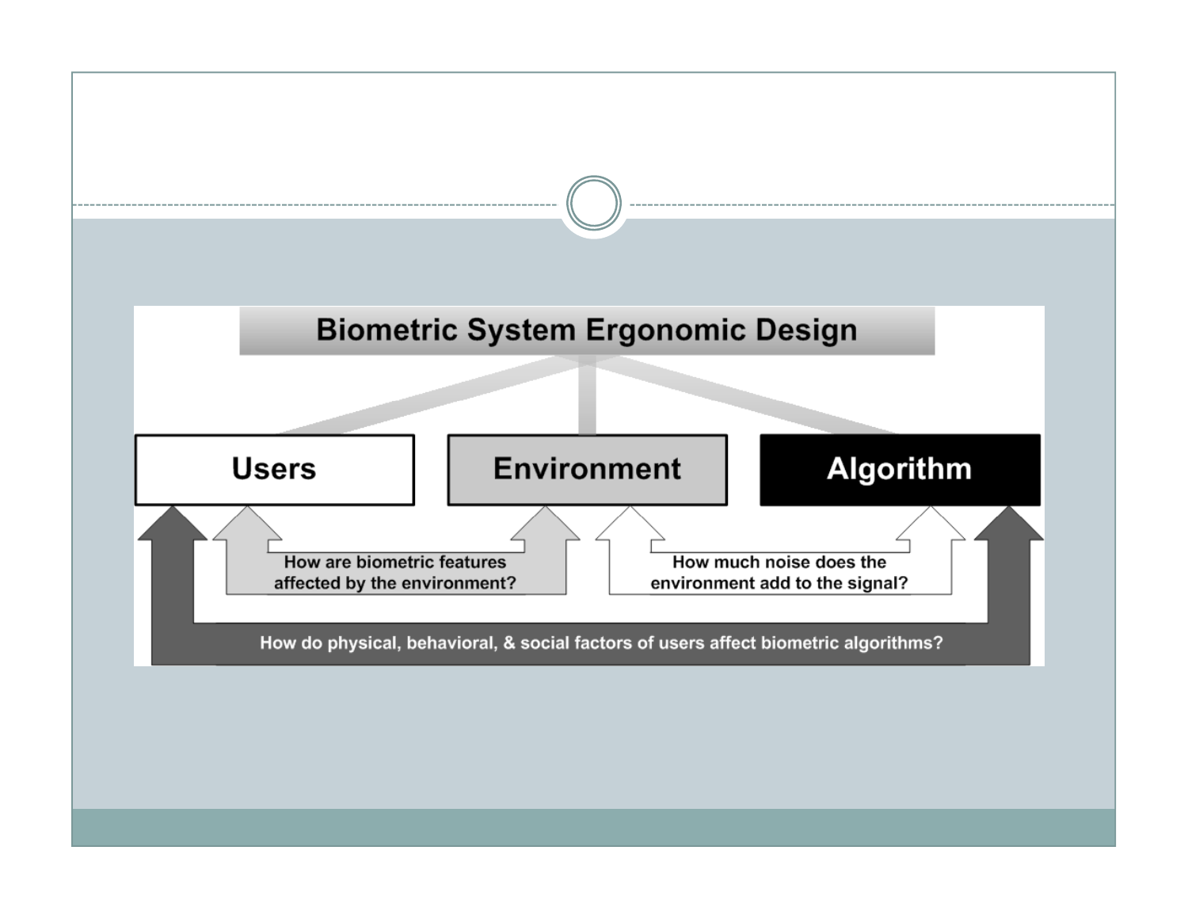# Biometric System Ergonomic Design

**Users** | **Environment** | **Algorithm**

- How are biometric features affected by the environment?
- How much noise does the environment add to the signal?
- How do physical, behavioral, & social factors of users affect biometric algorithms?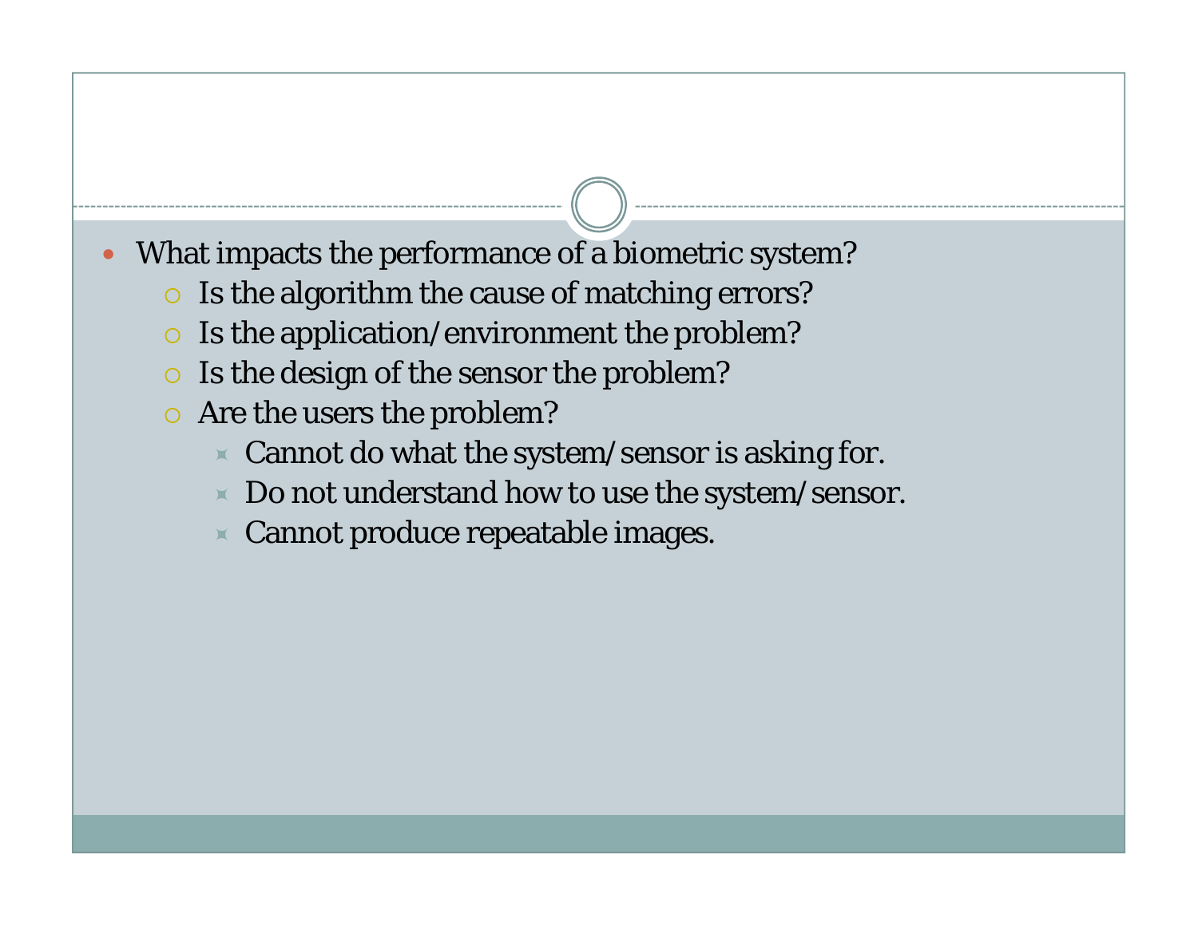- What impacts the performance of a biometric system?
  - Is the algorithm the cause of matching errors?
  - Is the application/environment the problem?
  - Is the design of the sensor the problem?
  - Are the users the problem?
    - Cannot do what the system/sensor is asking for.
    - Do not understand how to use the system/sensor.
    - Cannot produce repeatable images.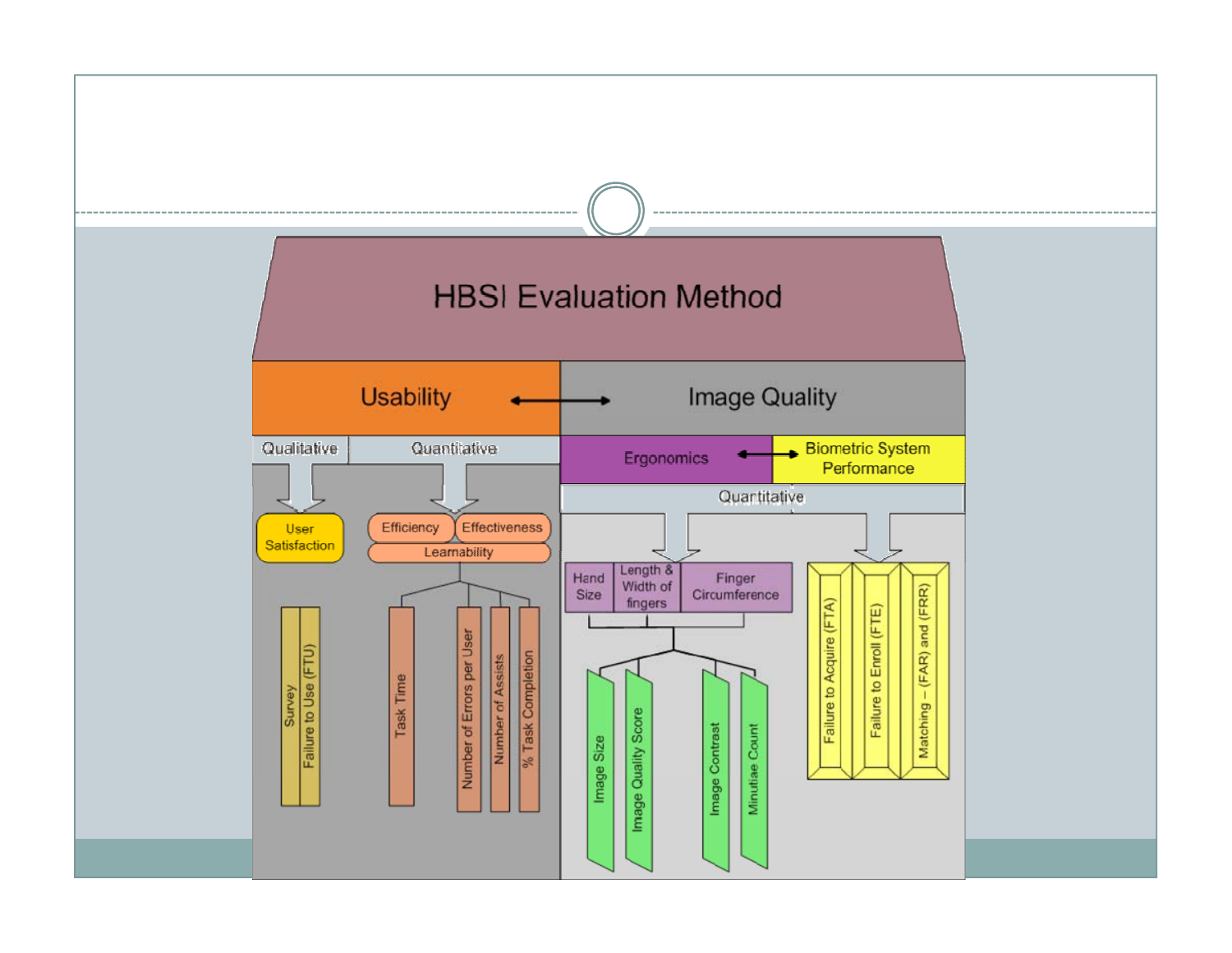# HBSI Evaluation Method

## Usability

**Qualitative**

- User Satisfaction
  - Survey
  - Failure to Use (FTU)

**Quantitative**

- Efficiency
- Effectiveness
- Learnability
  - Task Time
  - Number of Errors per User
  - Number of Assists
  - % Task Completion

## Image Quality

- Ergonomics
- Biometric System Performance

**Quantitative**

- Hand Size
- Length & Width of fingers
- Finger Circumference
  - Image Size
  - Image Quality Score
  - Image Contrast
  - Minutiae Count
- Failure to Acquire (FTA)
- Failure to Enroll (FTE)
- Matching – (FAR) and (FRR)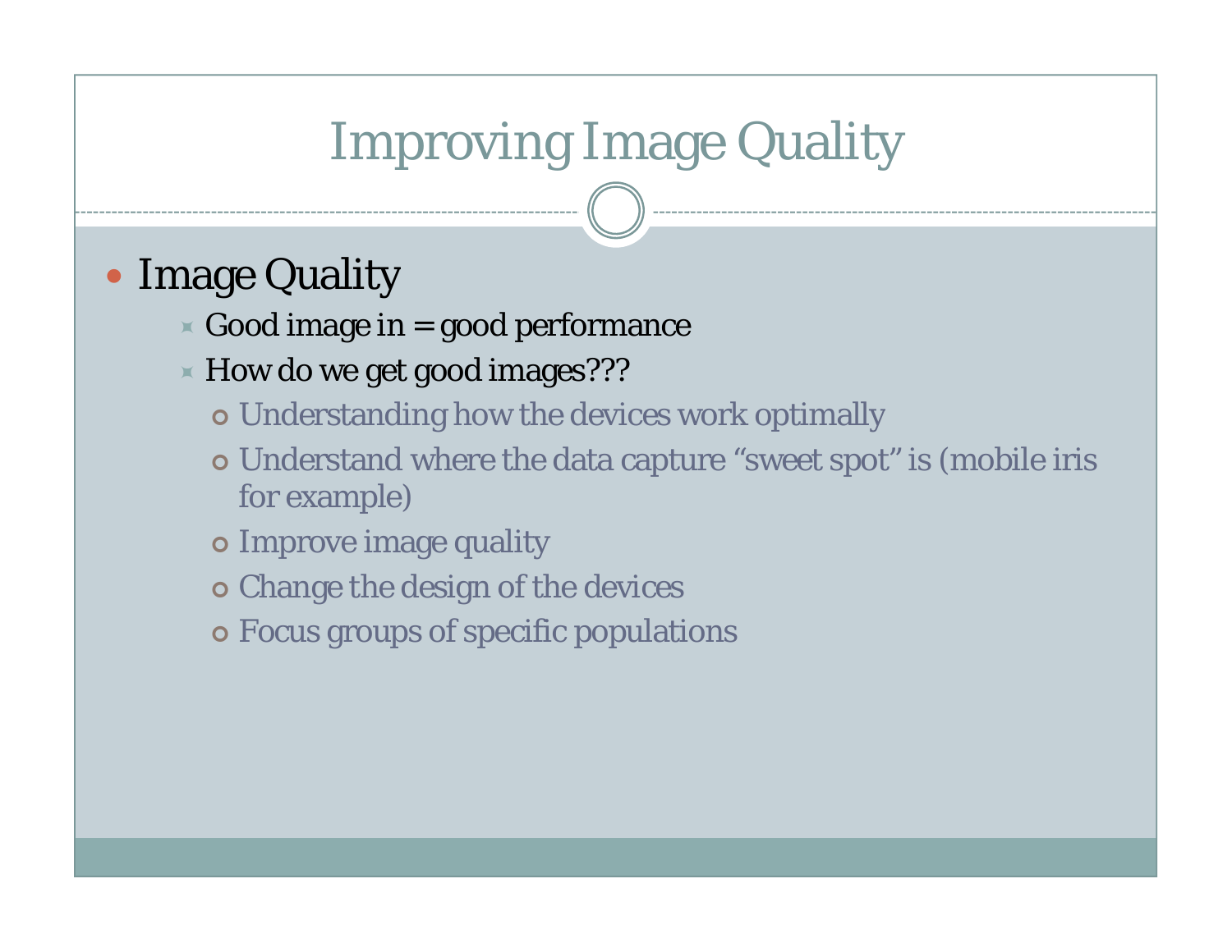# Improving Image Quality

- Image Quality
  - Good image in = good performance
  - How do we get good images???
    - Understanding how the devices work optimally
    - Understand where the data capture “sweet spot” is (mobile iris for example)
    - Improve image quality
    - Change the design of the devices
    - Focus groups of specific populations